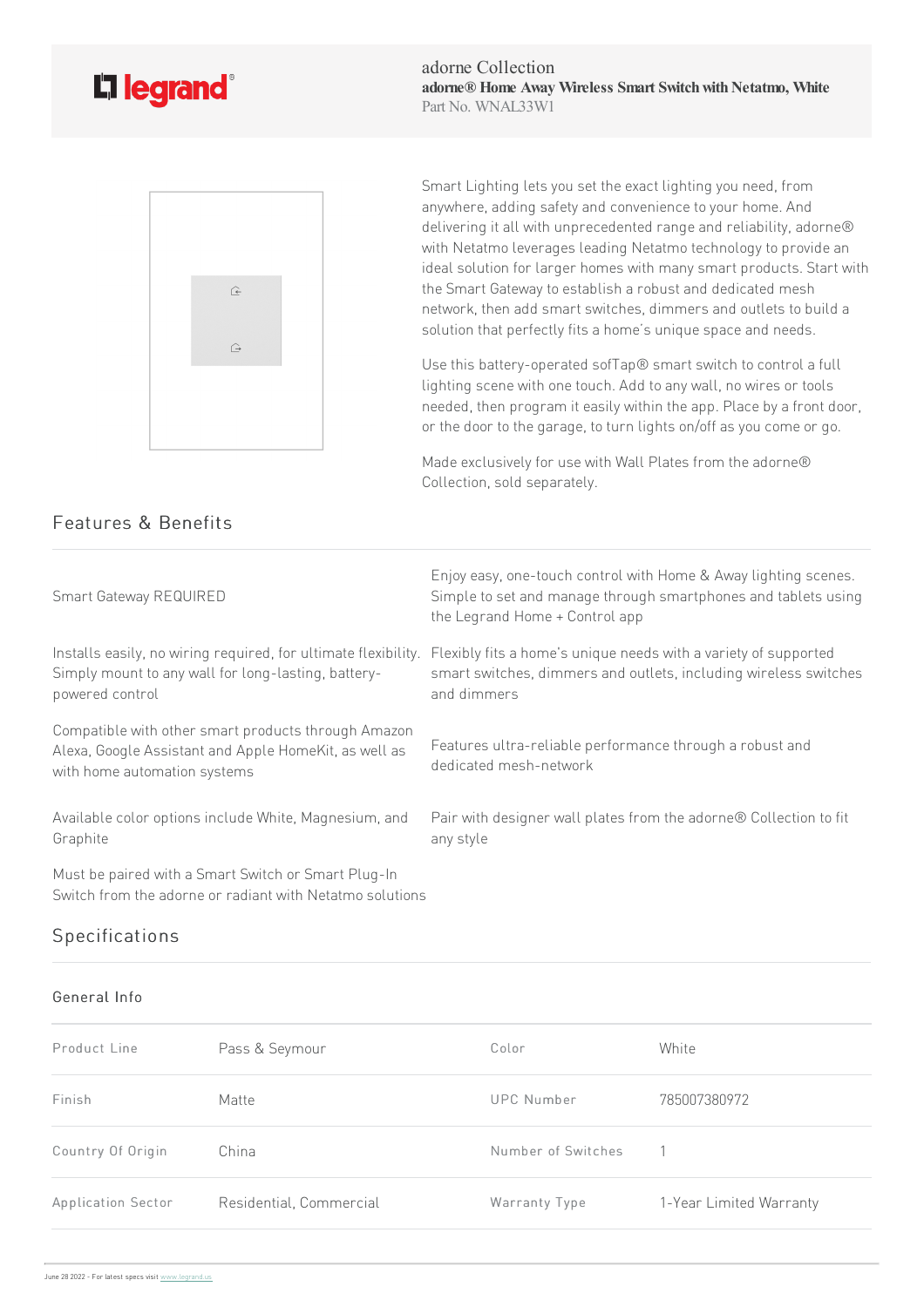legrand®

adorne Collection

**adorne® Home Away Wireless Smart Switch with Netatmo, White**

Part No. WNAL33W1

Smart Lighting lets you set the exact lighting you need, from anywhere, adding safety and convenience to your home. And delivering it all with unprecedented range and reliability, adorne® with Netatmo leverages leading Netatmo technology to provide an ideal solution for larger homes with many smart products. Start with the Smart Gateway to establish a robust and dedicated mesh network, then add smart switches, dimmers and outlets to build a solution that perfectly fits a home's unique space and needs.

Use this battery-operated sofTap® smart switch to control a full lighting scene with one touch. Add to any wall, no wires or tools needed, then program it easily within the app. Place by a front door, or the door to the garage, to turn lights on/off as you come or go.

Made exclusively for use with Wall Plates from the adorne® Collection, sold separately.

## Features & Benefits

- Smart Gateway REQUIRED
- Enjoy easy, one-touch control with Home & Away lighting scenes. Simple to set and manage through smartphones and tablets using the Legrand Home + Control app
- Installs easily, no wiring required, for ultimate flexibility. Simply mount to any wall for long-lasting, battery-powered control
- Flexibly fits a home's unique needs with a variety of supported smart switches, dimmers and outlets, including wireless switches and dimmers
- Compatible with other smart products through Amazon Alexa, Google Assistant and Apple HomeKit, as well as with home automation systems
- Features ultra-reliable performance through a robust and dedicated mesh-network
- Available color options include White, Magnesium, and Graphite
- Pair with designer wall plates from the adorne® Collection to fit any style
- Must be paired with a Smart Switch or Smart Plug-In Switch from the adorne or radiant with Netatmo solutions

## Specifications

### General Info

| | | | |
|---|---|---|---|
| Product Line | Pass & Seymour | Color | White |
| Finish | Matte | UPC Number | 785007380972 |
| Country Of Origin | China | Number of Switches | 1 |
| Application Sector | Residential, Commercial | Warranty Type | 1-Year Limited Warranty |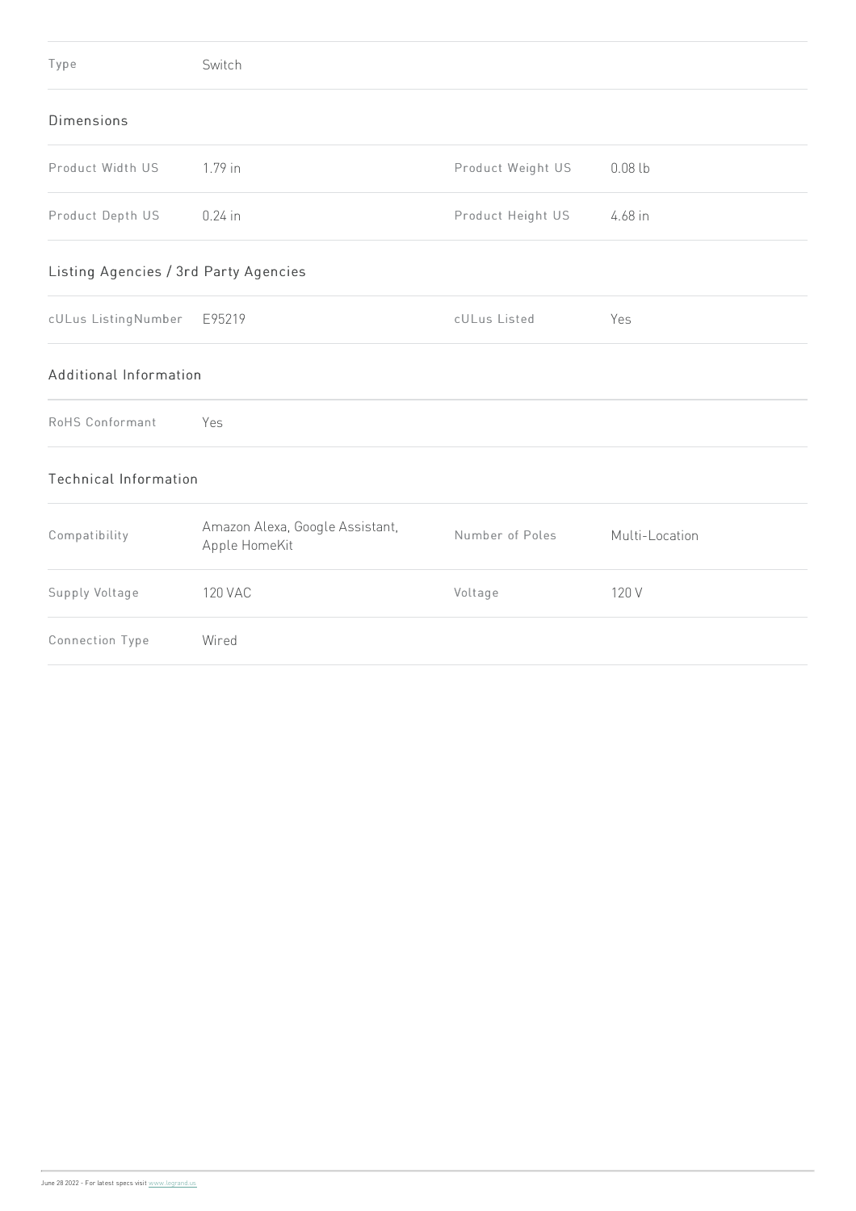| | |
|---|---|
| Type | Switch |

## Dimensions

| | | | |
|---|---|---|---|
| Product Width US | 1.79 in | Product Weight US | 0.08 lb |
| Product Depth US | 0.24 in | Product Height US | 4.68 in |

## Listing Agencies / 3rd Party Agencies

| | | | |
|---|---|---|---|
| cULus ListingNumber | E95219 | cULus Listed | Yes |

## Additional Information

| | |
|---|---|
| RoHS Conformant | Yes |

## Technical Information

| | | | |
|---|---|---|---|
| Compatibility | Amazon Alexa, Google Assistant, Apple HomeKit | Number of Poles | Multi-Location |
| Supply Voltage | 120 VAC | Voltage | 120 V |
| Connection Type | Wired | | |

June 28 2022 - For latest specs visit www.legrand.us